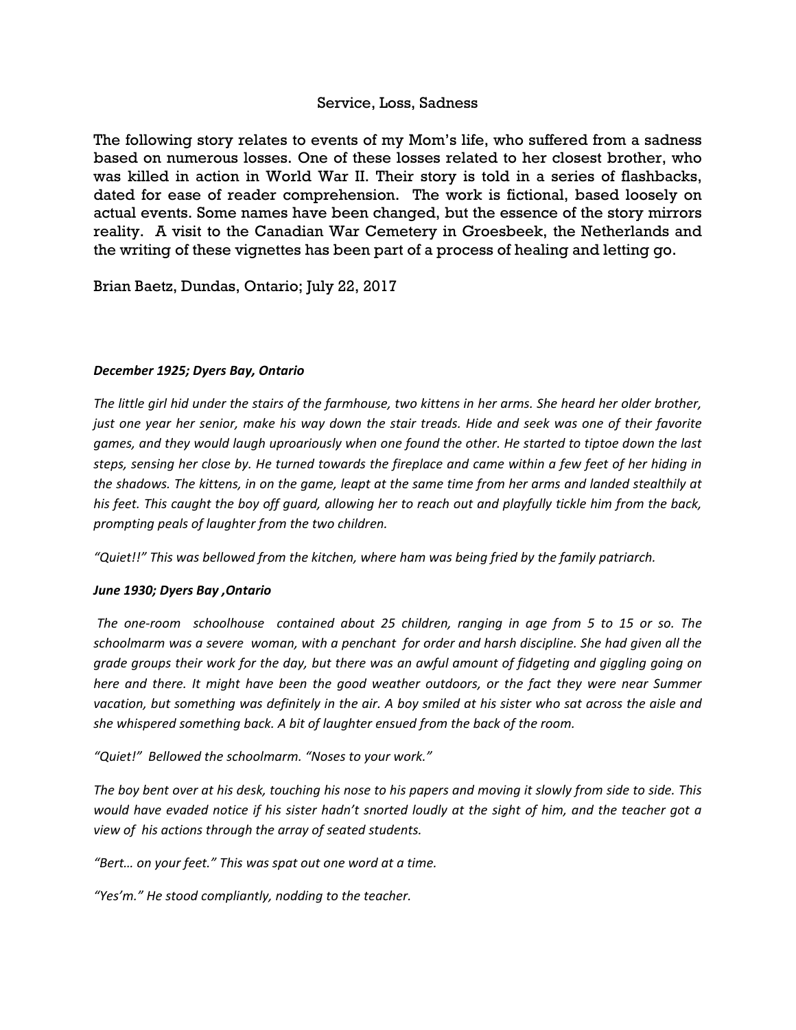# Service, Loss, Sadness

The following story relates to events of my Mom's life, who suffered from a sadness based on numerous losses. One of these losses related to her closest brother, who was killed in action in World War II. Their story is told in a series of flashbacks, dated for ease of reader comprehension. The work is fictional, based loosely on actual events. Some names have been changed, but the essence of the story mirrors reality. A visit to the Canadian War Cemetery in Groesbeek, the Netherlands and the writing of these vignettes has been part of a process of healing and letting go.

Brian Baetz, Dundas, Ontario; July 22, 2017

***December 1925; Dyers Bay, Ontario***

*The little girl hid under the stairs of the farmhouse, two kittens in her arms. She heard her older brother, just one year her senior, make his way down the stair treads. Hide and seek was one of their favorite games, and they would laugh uproariously when one found the other. He started to tiptoe down the last steps, sensing her close by. He turned towards the fireplace and came within a few feet of her hiding in the shadows. The kittens, in on the game, leapt at the same time from her arms and landed stealthily at his feet. This caught the boy off guard, allowing her to reach out and playfully tickle him from the back, prompting peals of laughter from the two children.*

*"Quiet!!" This was bellowed from the kitchen, where ham was being fried by the family patriarch.*

***June 1930; Dyers Bay ,Ontario***

*The one-room schoolhouse contained about 25 children, ranging in age from 5 to 15 or so. The schoolmarm was a severe woman, with a penchant for order and harsh discipline. She had given all the grade groups their work for the day, but there was an awful amount of fidgeting and giggling going on here and there. It might have been the good weather outdoors, or the fact they were near Summer vacation, but something was definitely in the air. A boy smiled at his sister who sat across the aisle and she whispered something back. A bit of laughter ensued from the back of the room.*

*"Quiet!" Bellowed the schoolmarm. "Noses to your work."*

*The boy bent over at his desk, touching his nose to his papers and moving it slowly from side to side. This would have evaded notice if his sister hadn't snorted loudly at the sight of him, and the teacher got a view of his actions through the array of seated students.*

*"Bert… on your feet." This was spat out one word at a time.*

*"Yes'm." He stood compliantly, nodding to the teacher.*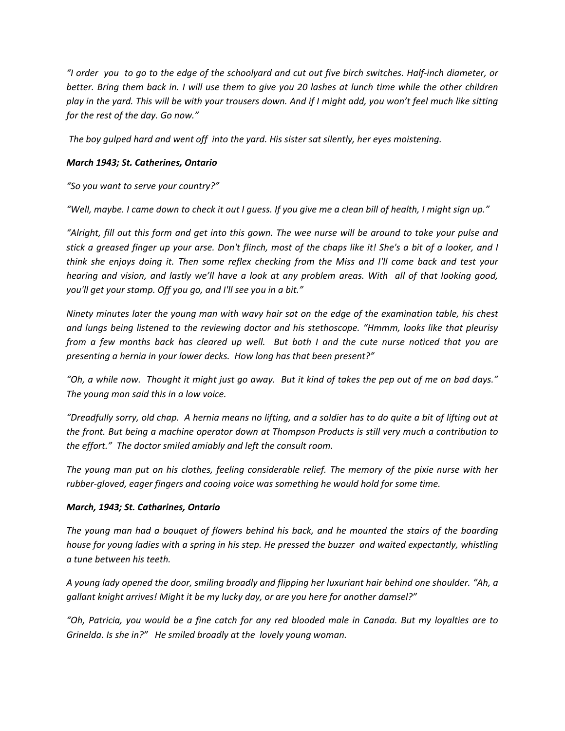*"I order you to go to the edge of the schoolyard and cut out five birch switches. Half-inch diameter, or better. Bring them back in. I will use them to give you 20 lashes at lunch time while the other children play in the yard. This will be with your trousers down. And if I might add, you won't feel much like sitting for the rest of the day. Go now."*

*The boy gulped hard and went off into the yard. His sister sat silently, her eyes moistening.*

***March 1943; St. Catherines, Ontario***

*"So you want to serve your country?"*

*"Well, maybe. I came down to check it out I guess. If you give me a clean bill of health, I might sign up."*

*"Alright, fill out this form and get into this gown. The wee nurse will be around to take your pulse and stick a greased finger up your arse. Don't flinch, most of the chaps like it! She's a bit of a looker, and I think she enjoys doing it. Then some reflex checking from the Miss and I'll come back and test your hearing and vision, and lastly we'll have a look at any problem areas. With all of that looking good, you'll get your stamp. Off you go, and I'll see you in a bit."*

*Ninety minutes later the young man with wavy hair sat on the edge of the examination table, his chest and lungs being listened to the reviewing doctor and his stethoscope. "Hmmm, looks like that pleurisy from a few months back has cleared up well. But both I and the cute nurse noticed that you are presenting a hernia in your lower decks. How long has that been present?"*

*"Oh, a while now. Thought it might just go away. But it kind of takes the pep out of me on bad days." The young man said this in a low voice.*

*"Dreadfully sorry, old chap. A hernia means no lifting, and a soldier has to do quite a bit of lifting out at the front. But being a machine operator down at Thompson Products is still very much a contribution to the effort." The doctor smiled amiably and left the consult room.*

*The young man put on his clothes, feeling considerable relief. The memory of the pixie nurse with her rubber-gloved, eager fingers and cooing voice was something he would hold for some time.*

***March, 1943; St. Catherines, Ontario***

*The young man had a bouquet of flowers behind his back, and he mounted the stairs of the boarding house for young ladies with a spring in his step. He pressed the buzzer and waited expectantly, whistling a tune between his teeth.*

*A young lady opened the door, smiling broadly and flipping her luxuriant hair behind one shoulder. "Ah, a gallant knight arrives! Might it be my lucky day, or are you here for another damsel?"*

*"Oh, Patricia, you would be a fine catch for any red blooded male in Canada. But my loyalties are to Grinelda. Is she in?" He smiled broadly at the lovely young woman.*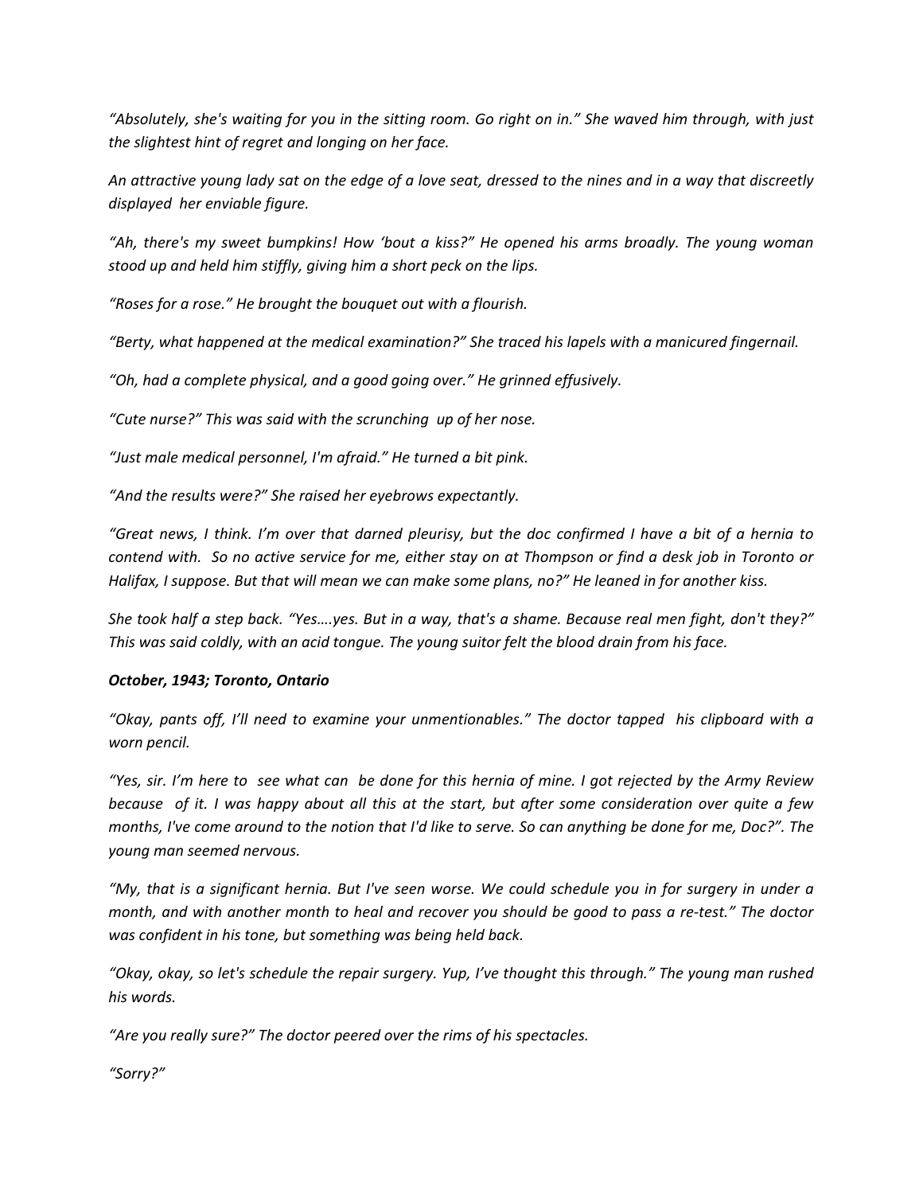*"Absolutely, she's waiting for you in the sitting room. Go right on in." She waved him through, with just the slightest hint of regret and longing on her face.*

*An attractive young lady sat on the edge of a love seat, dressed to the nines and in a way that discreetly displayed her enviable figure.*

*"Ah, there's my sweet bumpkins! How 'bout a kiss?" He opened his arms broadly. The young woman stood up and held him stiffly, giving him a short peck on the lips.*

*"Roses for a rose." He brought the bouquet out with a flourish.*

*"Berty, what happened at the medical examination?" She traced his lapels with a manicured fingernail.*

*"Oh, had a complete physical, and a good going over." He grinned effusively.*

*"Cute nurse?" This was said with the scrunching up of her nose.*

*"Just male medical personnel, I'm afraid." He turned a bit pink.*

*"And the results were?" She raised her eyebrows expectantly.*

*"Great news, I think. I'm over that darned pleurisy, but the doc confirmed I have a bit of a hernia to contend with. So no active service for me, either stay on at Thompson or find a desk job in Toronto or Halifax, I suppose. But that will mean we can make some plans, no?" He leaned in for another kiss.*

*She took half a step back. "Yes....yes. But in a way, that's a shame. Because real men fight, don't they?" This was said coldly, with an acid tongue. The young suitor felt the blood drain from his face.*

***October, 1943; Toronto, Ontario***

*"Okay, pants off, I'll need to examine your unmentionables." The doctor tapped his clipboard with a worn pencil.*

*"Yes, sir. I'm here to see what can be done for this hernia of mine. I got rejected by the Army Review because of it. I was happy about all this at the start, but after some consideration over quite a few months, I've come around to the notion that I'd like to serve. So can anything be done for me, Doc?". The young man seemed nervous.*

*"My, that is a significant hernia. But I've seen worse. We could schedule you in for surgery in under a month, and with another month to heal and recover you should be good to pass a re-test." The doctor was confident in his tone, but something was being held back.*

*"Okay, okay, so let's schedule the repair surgery. Yup, I've thought this through." The young man rushed his words.*

*"Are you really sure?" The doctor peered over the rims of his spectacles.*

*"Sorry?"*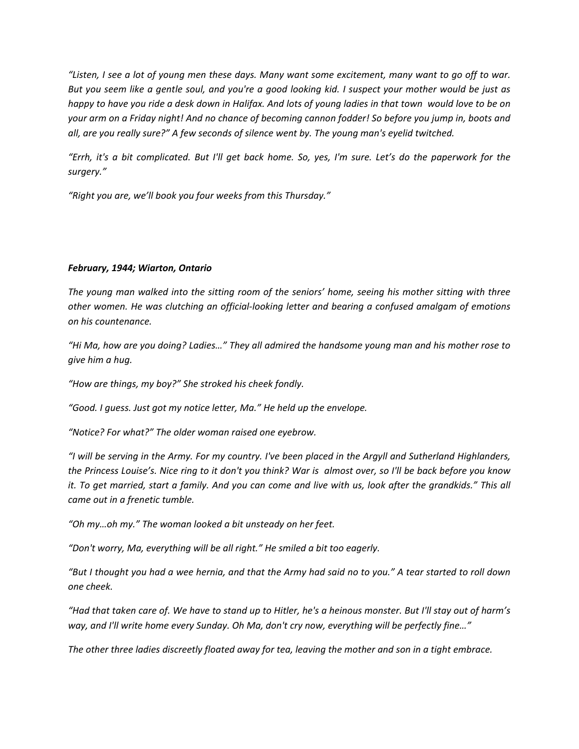*"Listen, I see a lot of young men these days. Many want some excitement, many want to go off to war. But you seem like a gentle soul, and you're a good looking kid. I suspect your mother would be just as happy to have you ride a desk down in Halifax. And lots of young ladies in that town would love to be on your arm on a Friday night! And no chance of becoming cannon fodder! So before you jump in, boots and all, are you really sure?" A few seconds of silence went by. The young man's eyelid twitched.*

*"Errh, it's a bit complicated. But I'll get back home. So, yes, I'm sure. Let's do the paperwork for the surgery."*

*"Right you are, we'll book you four weeks from this Thursday."*

***February, 1944; Wiarton, Ontario***

*The young man walked into the sitting room of the seniors' home, seeing his mother sitting with three other women. He was clutching an official-looking letter and bearing a confused amalgam of emotions on his countenance.*

*"Hi Ma, how are you doing? Ladies…" They all admired the handsome young man and his mother rose to give him a hug.*

*"How are things, my boy?" She stroked his cheek fondly.*

*"Good. I guess. Just got my notice letter, Ma." He held up the envelope.*

*"Notice? For what?" The older woman raised one eyebrow.*

*"I will be serving in the Army. For my country. I've been placed in the Argyll and Sutherland Highlanders, the Princess Louise's. Nice ring to it don't you think? War is almost over, so I'll be back before you know it. To get married, start a family. And you can come and live with us, look after the grandkids." This all came out in a frenetic tumble.*

*"Oh my…oh my." The woman looked a bit unsteady on her feet.*

*"Don't worry, Ma, everything will be all right." He smiled a bit too eagerly.*

*"But I thought you had a wee hernia, and that the Army had said no to you." A tear started to roll down one cheek.*

*"Had that taken care of. We have to stand up to Hitler, he's a heinous monster. But I'll stay out of harm's way, and I'll write home every Sunday. Oh Ma, don't cry now, everything will be perfectly fine…"*

*The other three ladies discreetly floated away for tea, leaving the mother and son in a tight embrace.*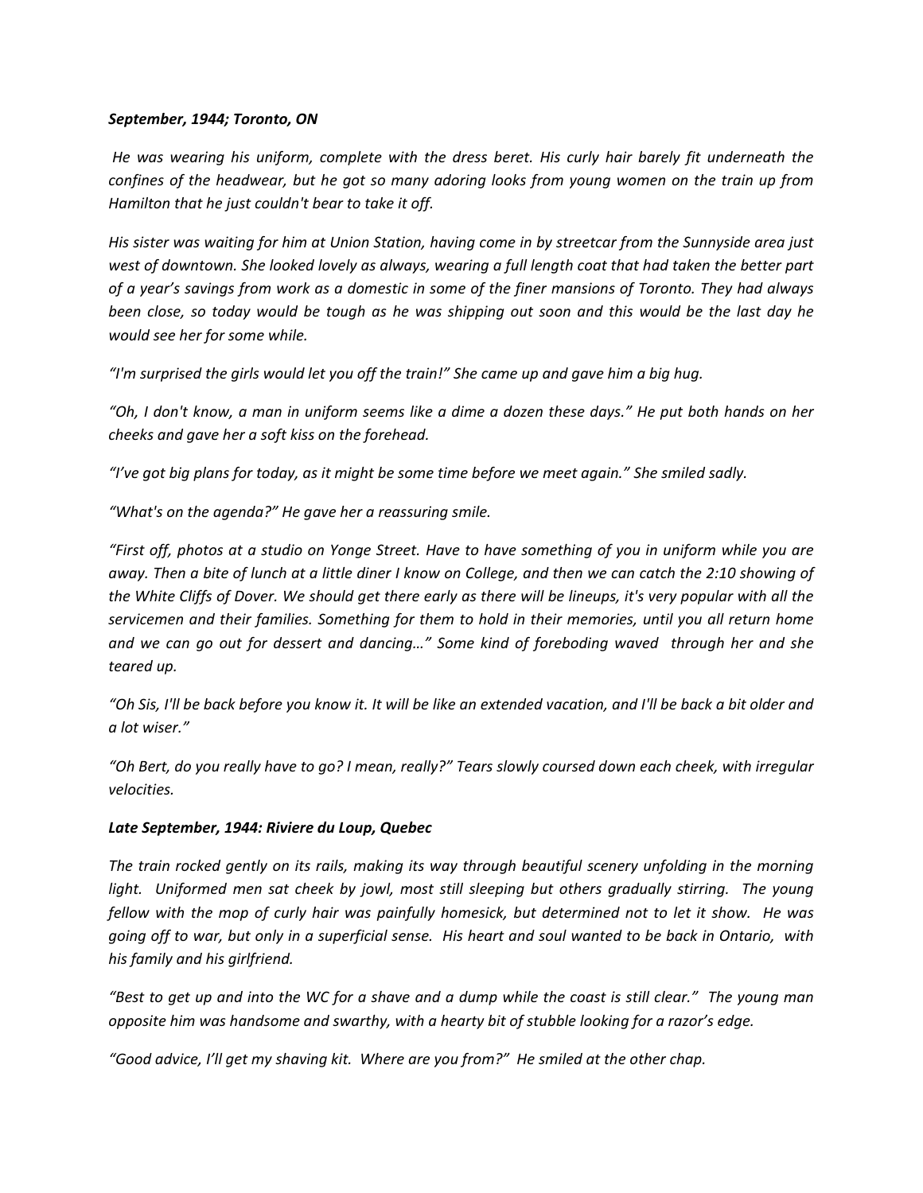***September, 1944; Toronto, ON***

*He was wearing his uniform, complete with the dress beret. His curly hair barely fit underneath the confines of the headwear, but he got so many adoring looks from young women on the train up from Hamilton that he just couldn't bear to take it off.*

*His sister was waiting for him at Union Station, having come in by streetcar from the Sunnyside area just west of downtown. She looked lovely as always, wearing a full length coat that had taken the better part of a year's savings from work as a domestic in some of the finer mansions of Toronto. They had always been close, so today would be tough as he was shipping out soon and this would be the last day he would see her for some while.*

*"I'm surprised the girls would let you off the train!" She came up and gave him a big hug.*

*"Oh, I don't know, a man in uniform seems like a dime a dozen these days." He put both hands on her cheeks and gave her a soft kiss on the forehead.*

*"I've got big plans for today, as it might be some time before we meet again." She smiled sadly.*

*"What's on the agenda?" He gave her a reassuring smile.*

*"First off, photos at a studio on Yonge Street. Have to have something of you in uniform while you are away. Then a bite of lunch at a little diner I know on College, and then we can catch the 2:10 showing of the White Cliffs of Dover. We should get there early as there will be lineups, it's very popular with all the servicemen and their families. Something for them to hold in their memories, until you all return home and we can go out for dessert and dancing…" Some kind of foreboding waved through her and she teared up.*

*"Oh Sis, I'll be back before you know it. It will be like an extended vacation, and I'll be back a bit older and a lot wiser."*

*"Oh Bert, do you really have to go? I mean, really?" Tears slowly coursed down each cheek, with irregular velocities.*

***Late September, 1944: Riviere du Loup, Quebec***

*The train rocked gently on its rails, making its way through beautiful scenery unfolding in the morning light. Uniformed men sat cheek by jowl, most still sleeping but others gradually stirring. The young fellow with the mop of curly hair was painfully homesick, but determined not to let it show. He was going off to war, but only in a superficial sense. His heart and soul wanted to be back in Ontario, with his family and his girlfriend.*

*"Best to get up and into the WC for a shave and a dump while the coast is still clear." The young man opposite him was handsome and swarthy, with a hearty bit of stubble looking for a razor's edge.*

*"Good advice, I'll get my shaving kit. Where are you from?" He smiled at the other chap.*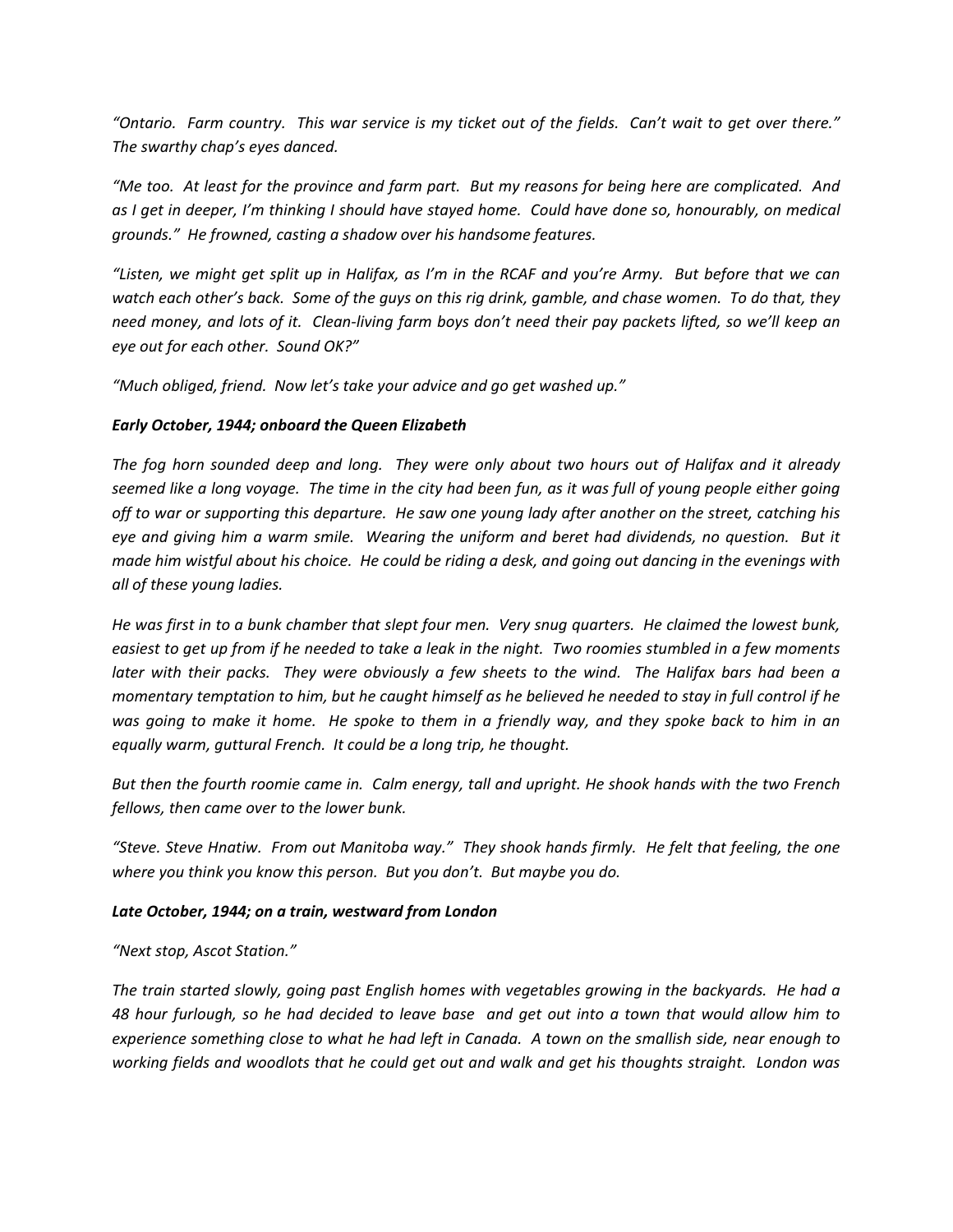*"Ontario. Farm country. This war service is my ticket out of the fields. Can't wait to get over there." The swarthy chap's eyes danced.*

*"Me too. At least for the province and farm part. But my reasons for being here are complicated. And as I get in deeper, I'm thinking I should have stayed home. Could have done so, honourably, on medical grounds." He frowned, casting a shadow over his handsome features.*

*"Listen, we might get split up in Halifax, as I'm in the RCAF and you're Army. But before that we can watch each other's back. Some of the guys on this rig drink, gamble, and chase women. To do that, they need money, and lots of it. Clean-living farm boys don't need their pay packets lifted, so we'll keep an eye out for each other. Sound OK?"*

*"Much obliged, friend. Now let's take your advice and go get washed up."*

***Early October, 1944; onboard the Queen Elizabeth***

*The fog horn sounded deep and long. They were only about two hours out of Halifax and it already seemed like a long voyage. The time in the city had been fun, as it was full of young people either going off to war or supporting this departure. He saw one young lady after another on the street, catching his eye and giving him a warm smile. Wearing the uniform and beret had dividends, no question. But it made him wistful about his choice. He could be riding a desk, and going out dancing in the evenings with all of these young ladies.*

*He was first in to a bunk chamber that slept four men. Very snug quarters. He claimed the lowest bunk, easiest to get up from if he needed to take a leak in the night. Two roomies stumbled in a few moments later with their packs. They were obviously a few sheets to the wind. The Halifax bars had been a momentary temptation to him, but he caught himself as he believed he needed to stay in full control if he was going to make it home. He spoke to them in a friendly way, and they spoke back to him in an equally warm, guttural French. It could be a long trip, he thought.*

*But then the fourth roomie came in. Calm energy, tall and upright. He shook hands with the two French fellows, then came over to the lower bunk.*

*"Steve. Steve Hnatiw. From out Manitoba way." They shook hands firmly. He felt that feeling, the one where you think you know this person. But you don't. But maybe you do.*

***Late October, 1944; on a train, westward from London***

*"Next stop, Ascot Station."*

*The train started slowly, going past English homes with vegetables growing in the backyards. He had a 48 hour furlough, so he had decided to leave base and get out into a town that would allow him to experience something close to what he had left in Canada. A town on the smallish side, near enough to working fields and woodlots that he could get out and walk and get his thoughts straight. London was*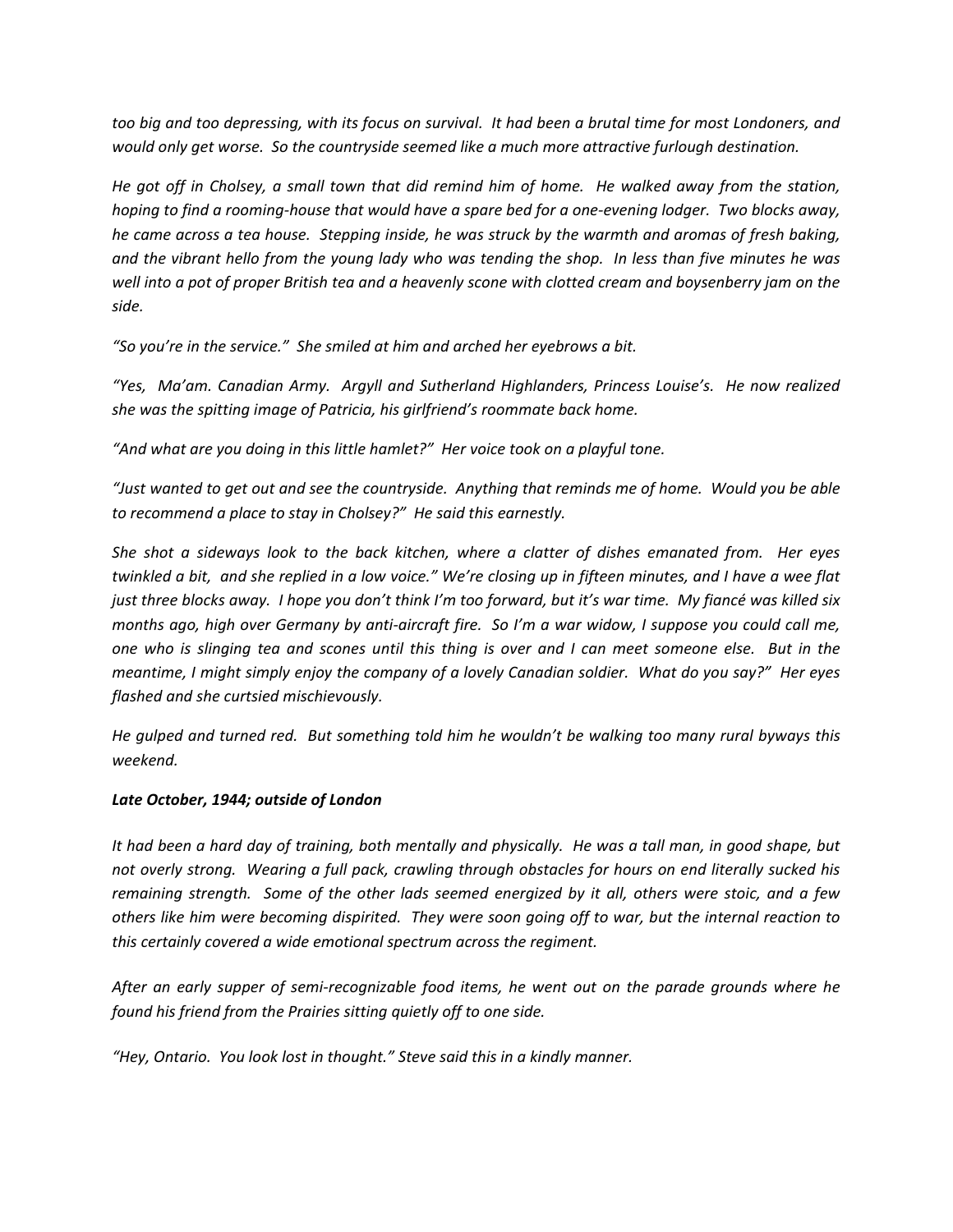*too big and too depressing, with its focus on survival. It had been a brutal time for most Londoners, and would only get worse. So the countryside seemed like a much more attractive furlough destination.*

*He got off in Cholsey, a small town that did remind him of home. He walked away from the station, hoping to find a rooming-house that would have a spare bed for a one-evening lodger. Two blocks away, he came across a tea house. Stepping inside, he was struck by the warmth and aromas of fresh baking, and the vibrant hello from the young lady who was tending the shop. In less than five minutes he was well into a pot of proper British tea and a heavenly scone with clotted cream and boysenberry jam on the side.*

*"So you're in the service." She smiled at him and arched her eyebrows a bit.*

*"Yes, Ma'am. Canadian Army. Argyll and Sutherland Highlanders, Princess Louise's. He now realized she was the spitting image of Patricia, his girlfriend's roommate back home.*

*"And what are you doing in this little hamlet?" Her voice took on a playful tone.*

*"Just wanted to get out and see the countryside. Anything that reminds me of home. Would you be able to recommend a place to stay in Cholsey?" He said this earnestly.*

*She shot a sideways look to the back kitchen, where a clatter of dishes emanated from. Her eyes twinkled a bit, and she replied in a low voice." We're closing up in fifteen minutes, and I have a wee flat just three blocks away. I hope you don't think I'm too forward, but it's war time. My fiancé was killed six months ago, high over Germany by anti-aircraft fire. So I'm a war widow, I suppose you could call me, one who is slinging tea and scones until this thing is over and I can meet someone else. But in the meantime, I might simply enjoy the company of a lovely Canadian soldier. What do you say?" Her eyes flashed and she curtsied mischievously.*

*He gulped and turned red. But something told him he wouldn't be walking too many rural byways this weekend.*

***Late October, 1944; outside of London***

*It had been a hard day of training, both mentally and physically. He was a tall man, in good shape, but not overly strong. Wearing a full pack, crawling through obstacles for hours on end literally sucked his remaining strength. Some of the other lads seemed energized by it all, others were stoic, and a few others like him were becoming dispirited. They were soon going off to war, but the internal reaction to this certainly covered a wide emotional spectrum across the regiment.*

*After an early supper of semi-recognizable food items, he went out on the parade grounds where he found his friend from the Prairies sitting quietly off to one side.*

*"Hey, Ontario. You look lost in thought." Steve said this in a kindly manner.*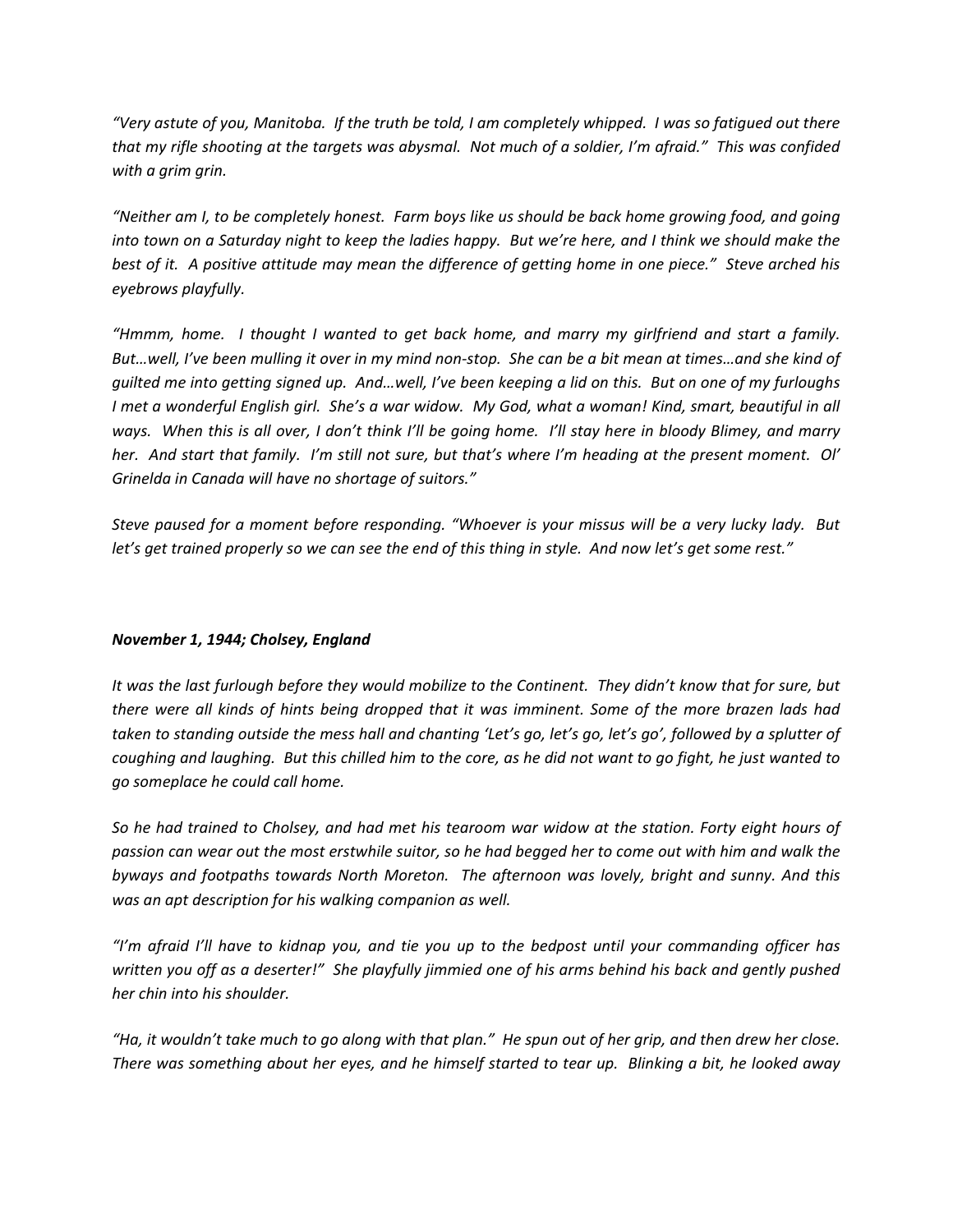*"Very astute of you, Manitoba. If the truth be told, I am completely whipped. I was so fatigued out there that my rifle shooting at the targets was abysmal. Not much of a soldier, I'm afraid." This was confided with a grim grin.*

*"Neither am I, to be completely honest. Farm boys like us should be back home growing food, and going into town on a Saturday night to keep the ladies happy. But we're here, and I think we should make the best of it. A positive attitude may mean the difference of getting home in one piece." Steve arched his eyebrows playfully.*

*"Hmmm, home. I thought I wanted to get back home, and marry my girlfriend and start a family. But…well, I've been mulling it over in my mind non-stop. She can be a bit mean at times…and she kind of guilted me into getting signed up. And…well, I've been keeping a lid on this. But on one of my furloughs I met a wonderful English girl. She's a war widow. My God, what a woman! Kind, smart, beautiful in all ways. When this is all over, I don't think I'll be going home. I'll stay here in bloody Blimey, and marry her. And start that family. I'm still not sure, but that's where I'm heading at the present moment. Ol' Grinelda in Canada will have no shortage of suitors."*

*Steve paused for a moment before responding. "Whoever is your missus will be a very lucky lady. But let's get trained properly so we can see the end of this thing in style. And now let's get some rest."*

***November 1, 1944; Cholsey, England***

*It was the last furlough before they would mobilize to the Continent. They didn't know that for sure, but there were all kinds of hints being dropped that it was imminent. Some of the more brazen lads had taken to standing outside the mess hall and chanting 'Let's go, let's go, let's go', followed by a splutter of coughing and laughing. But this chilled him to the core, as he did not want to go fight, he just wanted to go someplace he could call home.*

*So he had trained to Cholsey, and had met his tearoom war widow at the station. Forty eight hours of passion can wear out the most erstwhile suitor, so he had begged her to come out with him and walk the byways and footpaths towards North Moreton. The afternoon was lovely, bright and sunny. And this was an apt description for his walking companion as well.*

*"I'm afraid I'll have to kidnap you, and tie you up to the bedpost until your commanding officer has written you off as a deserter!" She playfully jimmied one of his arms behind his back and gently pushed her chin into his shoulder.*

*"Ha, it wouldn't take much to go along with that plan." He spun out of her grip, and then drew her close. There was something about her eyes, and he himself started to tear up. Blinking a bit, he looked away*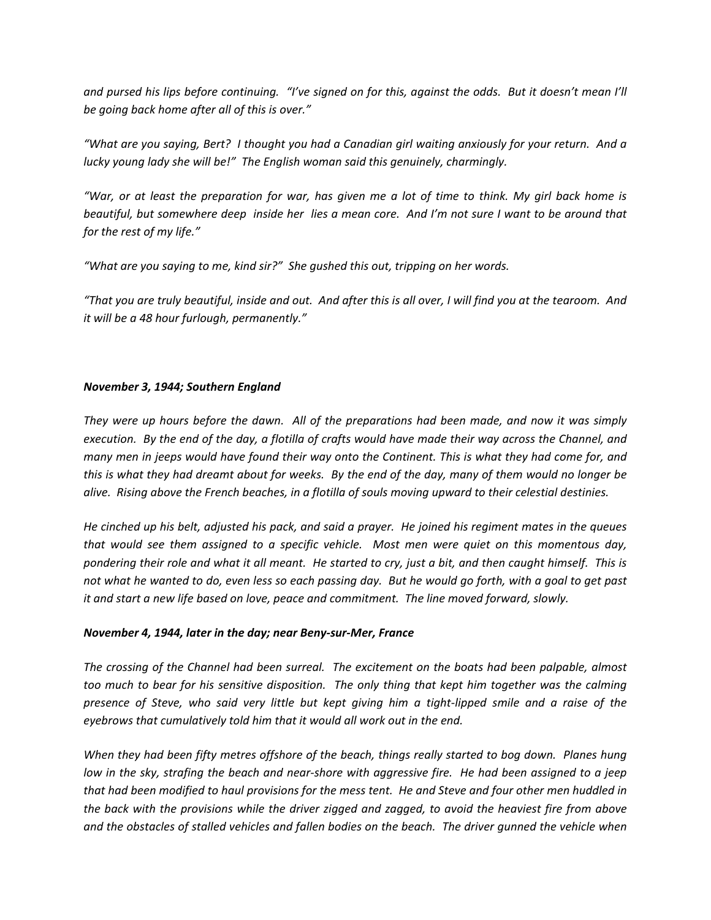*and pursed his lips before continuing. "I've signed on for this, against the odds. But it doesn't mean I'll be going back home after all of this is over."*

*"What are you saying, Bert? I thought you had a Canadian girl waiting anxiously for your return. And a lucky young lady she will be!" The English woman said this genuinely, charmingly.*

*"War, or at least the preparation for war, has given me a lot of time to think. My girl back home is beautiful, but somewhere deep inside her lies a mean core. And I'm not sure I want to be around that for the rest of my life."*

*"What are you saying to me, kind sir?" She gushed this out, tripping on her words.*

*"That you are truly beautiful, inside and out. And after this is all over, I will find you at the tearoom. And it will be a 48 hour furlough, permanently."*

***November 3, 1944; Southern England***

*They were up hours before the dawn. All of the preparations had been made, and now it was simply execution. By the end of the day, a flotilla of crafts would have made their way across the Channel, and many men in jeeps would have found their way onto the Continent. This is what they had come for, and this is what they had dreamt about for weeks. By the end of the day, many of them would no longer be alive. Rising above the French beaches, in a flotilla of souls moving upward to their celestial destinies.*

*He cinched up his belt, adjusted his pack, and said a prayer. He joined his regiment mates in the queues that would see them assigned to a specific vehicle. Most men were quiet on this momentous day, pondering their role and what it all meant. He started to cry, just a bit, and then caught himself. This is not what he wanted to do, even less so each passing day. But he would go forth, with a goal to get past it and start a new life based on love, peace and commitment. The line moved forward, slowly.*

***November 4, 1944, later in the day; near Beny-sur-Mer, France***

*The crossing of the Channel had been surreal. The excitement on the boats had been palpable, almost too much to bear for his sensitive disposition. The only thing that kept him together was the calming presence of Steve, who said very little but kept giving him a tight-lipped smile and a raise of the eyebrows that cumulatively told him that it would all work out in the end.*

*When they had been fifty metres offshore of the beach, things really started to bog down. Planes hung low in the sky, strafing the beach and near-shore with aggressive fire. He had been assigned to a jeep that had been modified to haul provisions for the mess tent. He and Steve and four other men huddled in the back with the provisions while the driver zigged and zagged, to avoid the heaviest fire from above and the obstacles of stalled vehicles and fallen bodies on the beach. The driver gunned the vehicle when*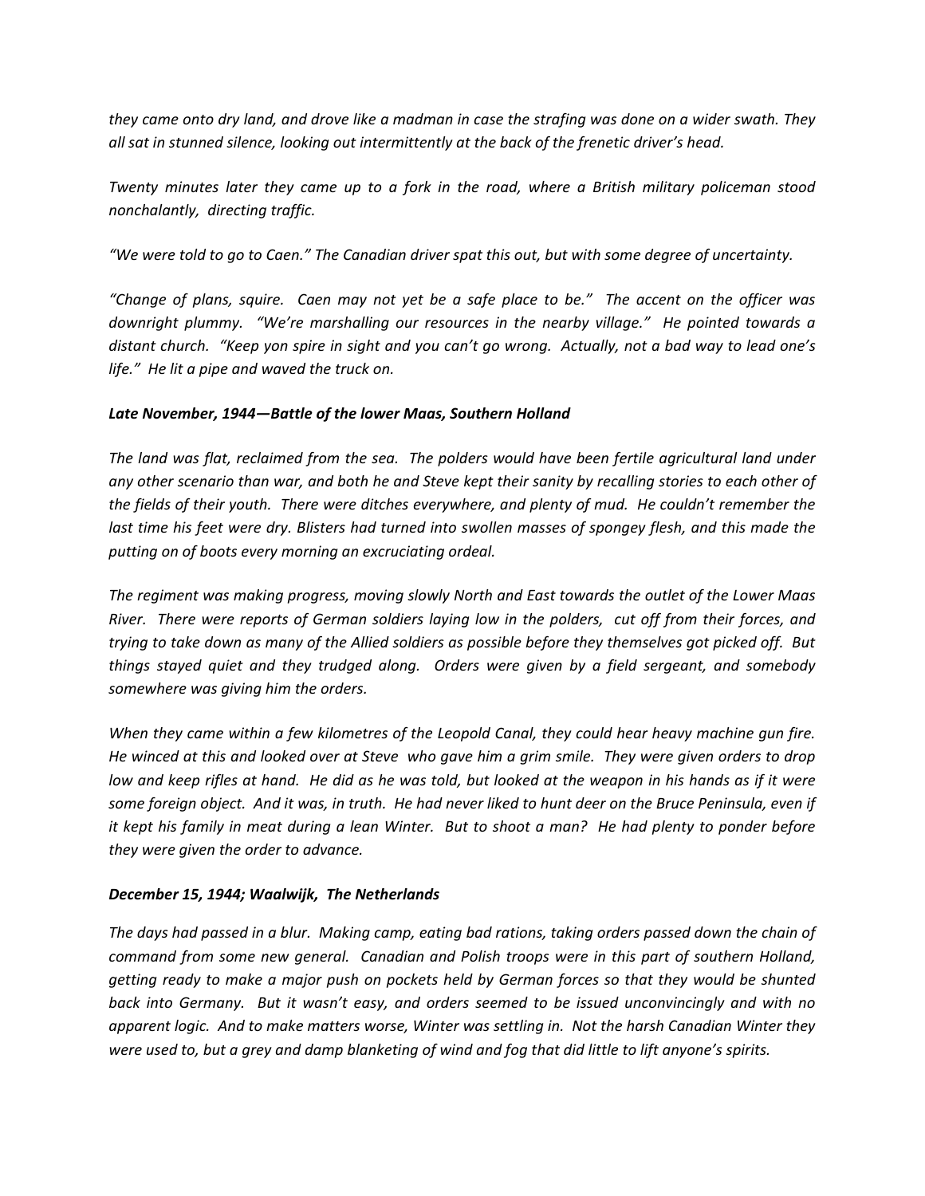*they came onto dry land, and drove like a madman in case the strafing was done on a wider swath. They all sat in stunned silence, looking out intermittently at the back of the frenetic driver's head.*

*Twenty minutes later they came up to a fork in the road, where a British military policeman stood nonchalantly, directing traffic.*

*"We were told to go to Caen." The Canadian driver spat this out, but with some degree of uncertainty.*

*"Change of plans, squire. Caen may not yet be a safe place to be." The accent on the officer was downright plummy. "We're marshalling our resources in the nearby village." He pointed towards a distant church. "Keep yon spire in sight and you can't go wrong. Actually, not a bad way to lead one's life." He lit a pipe and waved the truck on.*

***Late November, 1944—Battle of the lower Maas, Southern Holland***

*The land was flat, reclaimed from the sea. The polders would have been fertile agricultural land under any other scenario than war, and both he and Steve kept their sanity by recalling stories to each other of the fields of their youth. There were ditches everywhere, and plenty of mud. He couldn't remember the last time his feet were dry. Blisters had turned into swollen masses of spongey flesh, and this made the putting on of boots every morning an excruciating ordeal.*

*The regiment was making progress, moving slowly North and East towards the outlet of the Lower Maas River. There were reports of German soldiers laying low in the polders, cut off from their forces, and trying to take down as many of the Allied soldiers as possible before they themselves got picked off. But things stayed quiet and they trudged along. Orders were given by a field sergeant, and somebody somewhere was giving him the orders.*

*When they came within a few kilometres of the Leopold Canal, they could hear heavy machine gun fire. He winced at this and looked over at Steve who gave him a grim smile. They were given orders to drop low and keep rifles at hand. He did as he was told, but looked at the weapon in his hands as if it were some foreign object. And it was, in truth. He had never liked to hunt deer on the Bruce Peninsula, even if it kept his family in meat during a lean Winter. But to shoot a man? He had plenty to ponder before they were given the order to advance.*

***December 15, 1944; Waalwijk, The Netherlands***

*The days had passed in a blur. Making camp, eating bad rations, taking orders passed down the chain of command from some new general. Canadian and Polish troops were in this part of southern Holland, getting ready to make a major push on pockets held by German forces so that they would be shunted back into Germany. But it wasn't easy, and orders seemed to be issued unconvincingly and with no apparent logic. And to make matters worse, Winter was settling in. Not the harsh Canadian Winter they were used to, but a grey and damp blanketing of wind and fog that did little to lift anyone's spirits.*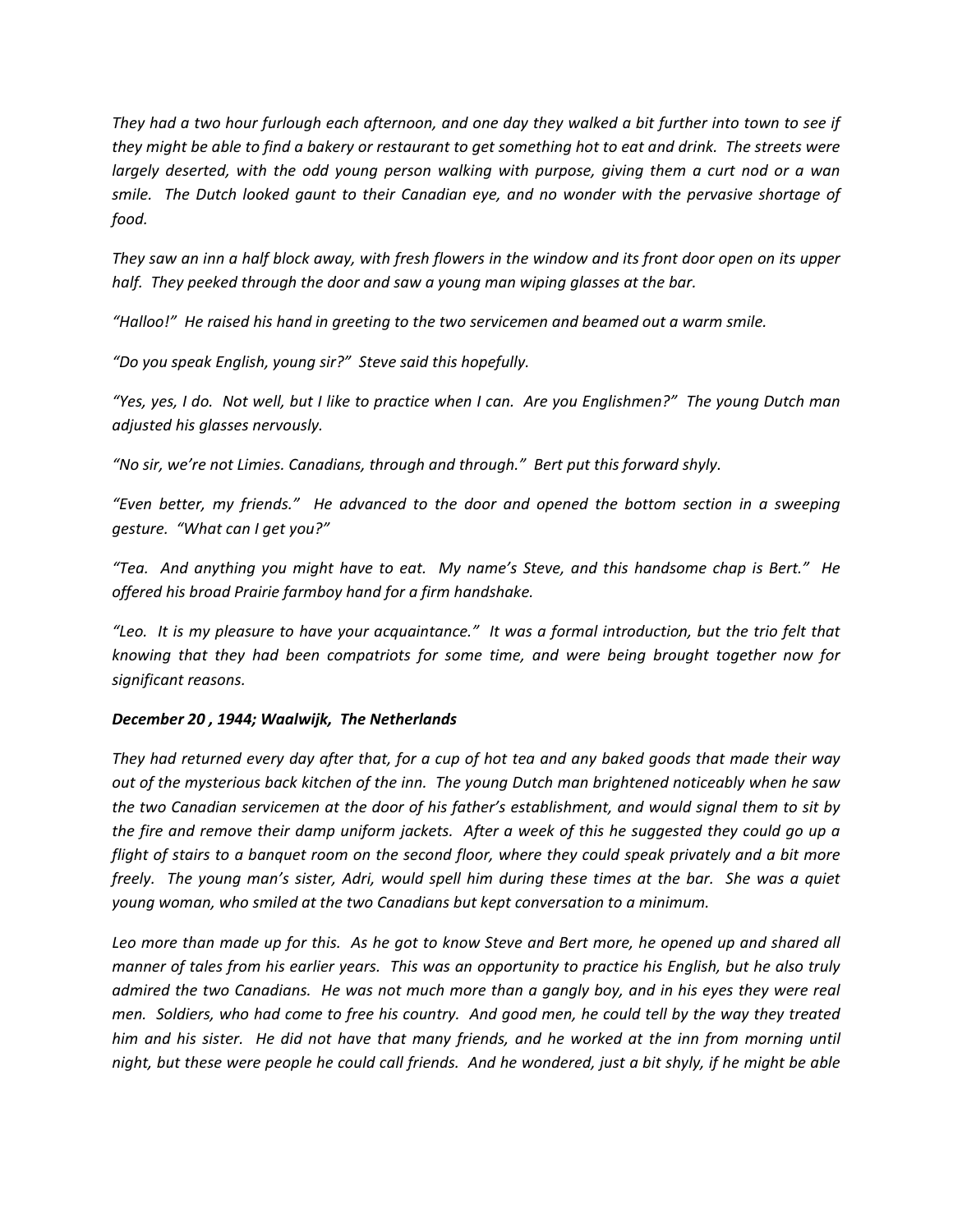*They had a two hour furlough each afternoon, and one day they walked a bit further into town to see if they might be able to find a bakery or restaurant to get something hot to eat and drink. The streets were largely deserted, with the odd young person walking with purpose, giving them a curt nod or a wan smile. The Dutch looked gaunt to their Canadian eye, and no wonder with the pervasive shortage of food.*

*They saw an inn a half block away, with fresh flowers in the window and its front door open on its upper half. They peeked through the door and saw a young man wiping glasses at the bar.*

*"Halloo!" He raised his hand in greeting to the two servicemen and beamed out a warm smile.*

*"Do you speak English, young sir?" Steve said this hopefully.*

*"Yes, yes, I do. Not well, but I like to practice when I can. Are you Englishmen?" The young Dutch man adjusted his glasses nervously.*

*"No sir, we're not Limies. Canadians, through and through." Bert put this forward shyly.*

*"Even better, my friends." He advanced to the door and opened the bottom section in a sweeping gesture. "What can I get you?"*

*"Tea. And anything you might have to eat. My name's Steve, and this handsome chap is Bert." He offered his broad Prairie farmboy hand for a firm handshake.*

*"Leo. It is my pleasure to have your acquaintance." It was a formal introduction, but the trio felt that knowing that they had been compatriots for some time, and were being brought together now for significant reasons.*

***December 20 , 1944; Waalwijk, The Netherlands***

*They had returned every day after that, for a cup of hot tea and any baked goods that made their way out of the mysterious back kitchen of the inn. The young Dutch man brightened noticeably when he saw the two Canadian servicemen at the door of his father's establishment, and would signal them to sit by the fire and remove their damp uniform jackets. After a week of this he suggested they could go up a flight of stairs to a banquet room on the second floor, where they could speak privately and a bit more freely. The young man's sister, Adri, would spell him during these times at the bar. She was a quiet young woman, who smiled at the two Canadians but kept conversation to a minimum.*

*Leo more than made up for this. As he got to know Steve and Bert more, he opened up and shared all manner of tales from his earlier years. This was an opportunity to practice his English, but he also truly admired the two Canadians. He was not much more than a gangly boy, and in his eyes they were real men. Soldiers, who had come to free his country. And good men, he could tell by the way they treated him and his sister. He did not have that many friends, and he worked at the inn from morning until night, but these were people he could call friends. And he wondered, just a bit shyly, if he might be able*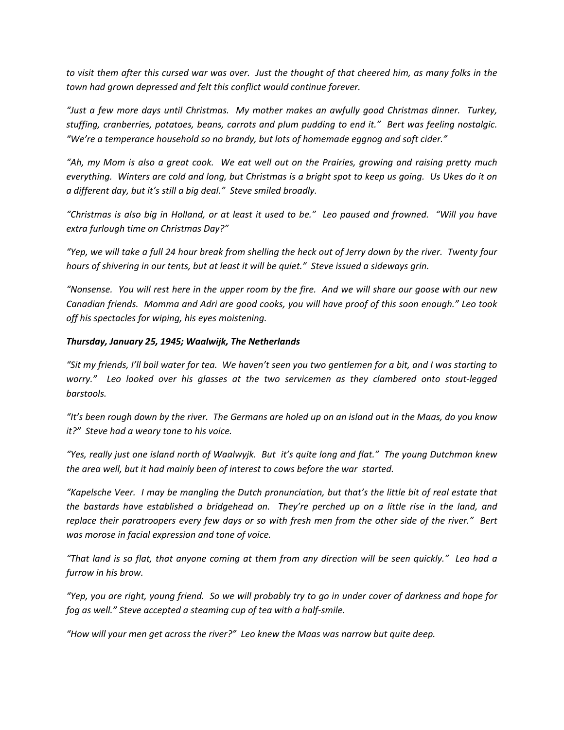*to visit them after this cursed war was over. Just the thought of that cheered him, as many folks in the town had grown depressed and felt this conflict would continue forever.*

*"Just a few more days until Christmas. My mother makes an awfully good Christmas dinner. Turkey, stuffing, cranberries, potatoes, beans, carrots and plum pudding to end it." Bert was feeling nostalgic. "We're a temperance household so no brandy, but lots of homemade eggnog and soft cider."*

*"Ah, my Mom is also a great cook. We eat well out on the Prairies, growing and raising pretty much everything. Winters are cold and long, but Christmas is a bright spot to keep us going. Us Ukes do it on a different day, but it's still a big deal." Steve smiled broadly.*

*"Christmas is also big in Holland, or at least it used to be." Leo paused and frowned. "Will you have extra furlough time on Christmas Day?"*

*"Yep, we will take a full 24 hour break from shelling the heck out of Jerry down by the river. Twenty four hours of shivering in our tents, but at least it will be quiet." Steve issued a sideways grin.*

*"Nonsense. You will rest here in the upper room by the fire. And we will share our goose with our new Canadian friends. Momma and Adri are good cooks, you will have proof of this soon enough." Leo took off his spectacles for wiping, his eyes moistening.*

***Thursday, January 25, 1945; Waalwijk, The Netherlands***

*"Sit my friends, I'll boil water for tea. We haven't seen you two gentlemen for a bit, and I was starting to worry." Leo looked over his glasses at the two servicemen as they clambered onto stout-legged barstools.*

*"It's been rough down by the river. The Germans are holed up on an island out in the Maas, do you know it?" Steve had a weary tone to his voice.*

*"Yes, really just one island north of Waalwyjk. But it's quite long and flat." The young Dutchman knew the area well, but it had mainly been of interest to cows before the war started.*

*"Kapelsche Veer. I may be mangling the Dutch pronunciation, but that's the little bit of real estate that the bastards have established a bridgehead on. They're perched up on a little rise in the land, and replace their paratroopers every few days or so with fresh men from the other side of the river." Bert was morose in facial expression and tone of voice.*

*"That land is so flat, that anyone coming at them from any direction will be seen quickly." Leo had a furrow in his brow.*

*"Yep, you are right, young friend. So we will probably try to go in under cover of darkness and hope for fog as well." Steve accepted a steaming cup of tea with a half-smile.*

*"How will your men get across the river?" Leo knew the Maas was narrow but quite deep.*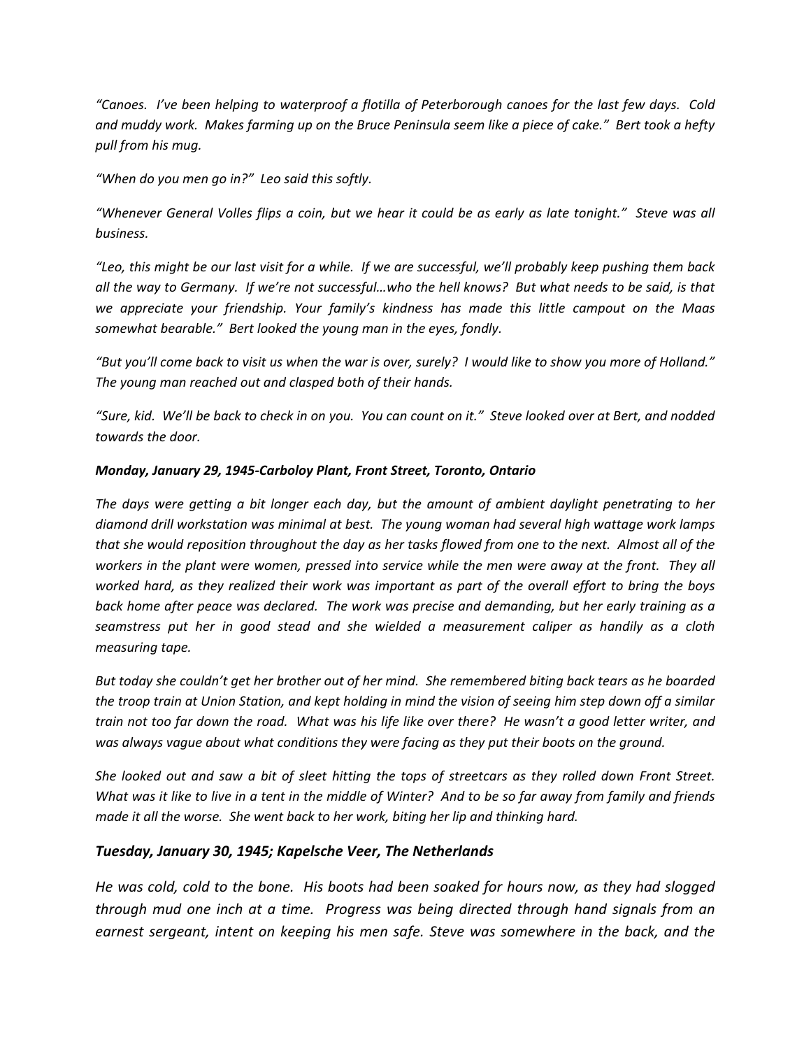*"Canoes. I've been helping to waterproof a flotilla of Peterborough canoes for the last few days. Cold and muddy work. Makes farming up on the Bruce Peninsula seem like a piece of cake." Bert took a hefty pull from his mug.*

*"When do you men go in?" Leo said this softly.*

*"Whenever General Volles flips a coin, but we hear it could be as early as late tonight." Steve was all business.*

*"Leo, this might be our last visit for a while. If we are successful, we'll probably keep pushing them back all the way to Germany. If we're not successful…who the hell knows? But what needs to be said, is that we appreciate your friendship. Your family's kindness has made this little campout on the Maas somewhat bearable." Bert looked the young man in the eyes, fondly.*

*"But you'll come back to visit us when the war is over, surely? I would like to show you more of Holland." The young man reached out and clasped both of their hands.*

*"Sure, kid. We'll be back to check in on you. You can count on it." Steve looked over at Bert, and nodded towards the door.*

***Monday, January 29, 1945-Carboloy Plant, Front Street, Toronto, Ontario***

*The days were getting a bit longer each day, but the amount of ambient daylight penetrating to her diamond drill workstation was minimal at best. The young woman had several high wattage work lamps that she would reposition throughout the day as her tasks flowed from one to the next. Almost all of the workers in the plant were women, pressed into service while the men were away at the front. They all worked hard, as they realized their work was important as part of the overall effort to bring the boys back home after peace was declared. The work was precise and demanding, but her early training as a seamstress put her in good stead and she wielded a measurement caliper as handily as a cloth measuring tape.*

*But today she couldn't get her brother out of her mind. She remembered biting back tears as he boarded the troop train at Union Station, and kept holding in mind the vision of seeing him step down off a similar train not too far down the road. What was his life like over there? He wasn't a good letter writer, and was always vague about what conditions they were facing as they put their boots on the ground.*

*She looked out and saw a bit of sleet hitting the tops of streetcars as they rolled down Front Street. What was it like to live in a tent in the middle of Winter? And to be so far away from family and friends made it all the worse. She went back to her work, biting her lip and thinking hard.*

### *Tuesday, January 30, 1945; Kapelsche Veer, The Netherlands*

*He was cold, cold to the bone. His boots had been soaked for hours now, as they had slogged through mud one inch at a time. Progress was being directed through hand signals from an earnest sergeant, intent on keeping his men safe. Steve was somewhere in the back, and the*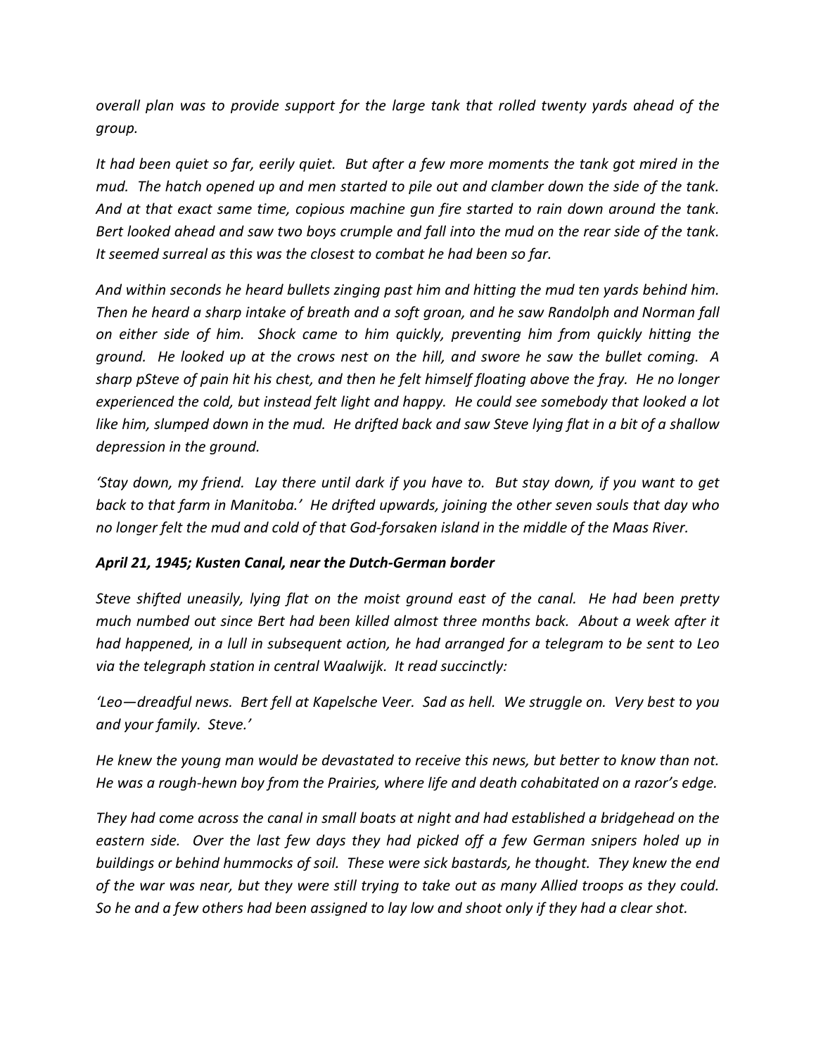*overall plan was to provide support for the large tank that rolled twenty yards ahead of the group.*

*It had been quiet so far, eerily quiet. But after a few more moments the tank got mired in the mud. The hatch opened up and men started to pile out and clamber down the side of the tank. And at that exact same time, copious machine gun fire started to rain down around the tank. Bert looked ahead and saw two boys crumple and fall into the mud on the rear side of the tank. It seemed surreal as this was the closest to combat he had been so far.*

*And within seconds he heard bullets zinging past him and hitting the mud ten yards behind him. Then he heard a sharp intake of breath and a soft groan, and he saw Randolph and Norman fall on either side of him. Shock came to him quickly, preventing him from quickly hitting the ground. He looked up at the crows nest on the hill, and swore he saw the bullet coming. A sharp pSteve of pain hit his chest, and then he felt himself floating above the fray. He no longer experienced the cold, but instead felt light and happy. He could see somebody that looked a lot like him, slumped down in the mud. He drifted back and saw Steve lying flat in a bit of a shallow depression in the ground.*

*'Stay down, my friend. Lay there until dark if you have to. But stay down, if you want to get back to that farm in Manitoba.' He drifted upwards, joining the other seven souls that day who no longer felt the mud and cold of that God-forsaken island in the middle of the Maas River.*

***April 21, 1945; Kusten Canal, near the Dutch-German border***

*Steve shifted uneasily, lying flat on the moist ground east of the canal. He had been pretty much numbed out since Bert had been killed almost three months back. About a week after it had happened, in a lull in subsequent action, he had arranged for a telegram to be sent to Leo via the telegraph station in central Waalwijk. It read succinctly:*

*'Leo—dreadful news. Bert fell at Kapelsche Veer. Sad as hell. We struggle on. Very best to you and your family. Steve.'*

*He knew the young man would be devastated to receive this news, but better to know than not. He was a rough-hewn boy from the Prairies, where life and death cohabitated on a razor's edge.*

*They had come across the canal in small boats at night and had established a bridgehead on the eastern side. Over the last few days they had picked off a few German snipers holed up in buildings or behind hummocks of soil. These were sick bastards, he thought. They knew the end of the war was near, but they were still trying to take out as many Allied troops as they could. So he and a few others had been assigned to lay low and shoot only if they had a clear shot.*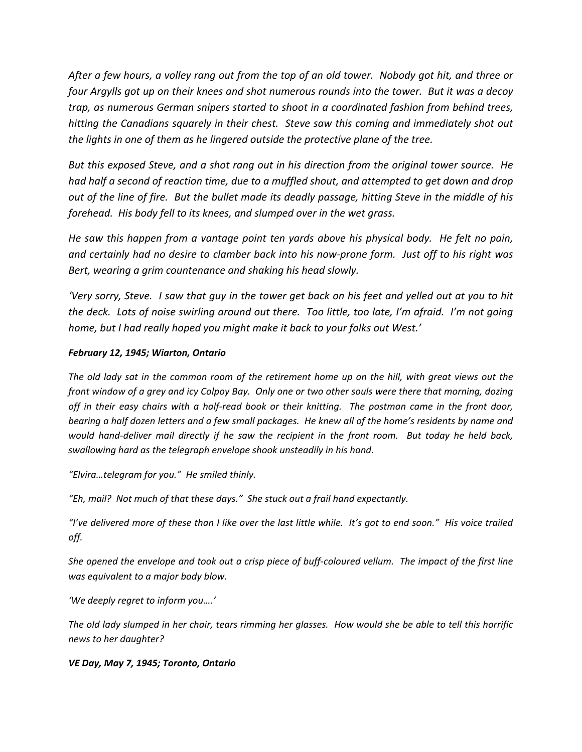*After a few hours, a volley rang out from the top of an old tower. Nobody got hit, and three or four Argylls got up on their knees and shot numerous rounds into the tower. But it was a decoy trap, as numerous German snipers started to shoot in a coordinated fashion from behind trees, hitting the Canadians squarely in their chest. Steve saw this coming and immediately shot out the lights in one of them as he lingered outside the protective plane of the tree.*

*But this exposed Steve, and a shot rang out in his direction from the original tower source. He had half a second of reaction time, due to a muffled shout, and attempted to get down and drop out of the line of fire. But the bullet made its deadly passage, hitting Steve in the middle of his forehead. His body fell to its knees, and slumped over in the wet grass.*

*He saw this happen from a vantage point ten yards above his physical body. He felt no pain, and certainly had no desire to clamber back into his now-prone form. Just off to his right was Bert, wearing a grim countenance and shaking his head slowly.*

*'Very sorry, Steve. I saw that guy in the tower get back on his feet and yelled out at you to hit the deck. Lots of noise swirling around out there. Too little, too late, I'm afraid. I'm not going home, but I had really hoped you might make it back to your folks out West.'*

***February 12, 1945; Wiarton, Ontario***

*The old lady sat in the common room of the retirement home up on the hill, with great views out the front window of a grey and icy Colpoy Bay. Only one or two other souls were there that morning, dozing off in their easy chairs with a half-read book or their knitting. The postman came in the front door, bearing a half dozen letters and a few small packages. He knew all of the home's residents by name and would hand-deliver mail directly if he saw the recipient in the front room. But today he held back, swallowing hard as the telegraph envelope shook unsteadily in his hand.*

*"Elvira…telegram for you." He smiled thinly.*

*"Eh, mail? Not much of that these days." She stuck out a frail hand expectantly.*

*"I've delivered more of these than I like over the last little while. It's got to end soon." His voice trailed off.*

*She opened the envelope and took out a crisp piece of buff-coloured vellum. The impact of the first line was equivalent to a major body blow.*

*'We deeply regret to inform you….'*

*The old lady slumped in her chair, tears rimming her glasses. How would she be able to tell this horrific news to her daughter?*

***VE Day, May 7, 1945; Toronto, Ontario***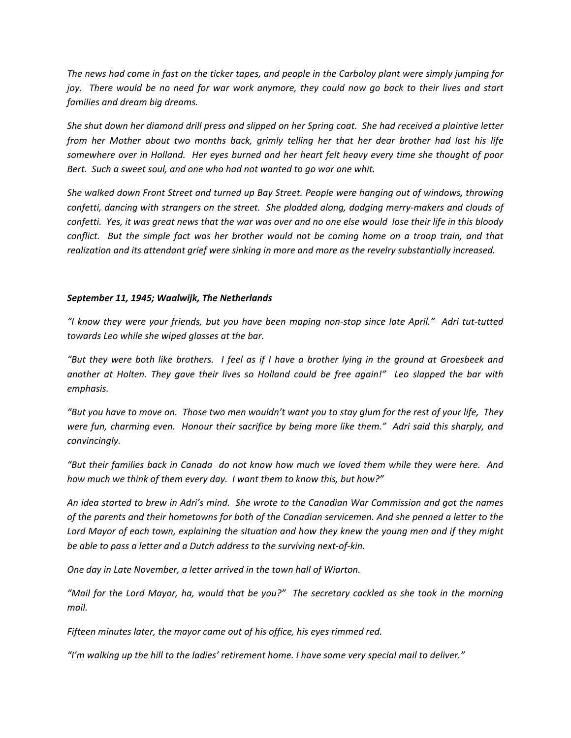*The news had come in fast on the ticker tapes, and people in the Carboloy plant were simply jumping for joy. There would be no need for war work anymore, they could now go back to their lives and start families and dream big dreams.*

*She shut down her diamond drill press and slipped on her Spring coat. She had received a plaintive letter from her Mother about two months back, grimly telling her that her dear brother had lost his life somewhere over in Holland. Her eyes burned and her heart felt heavy every time she thought of poor Bert. Such a sweet soul, and one who had not wanted to go war one whit.*

*She walked down Front Street and turned up Bay Street. People were hanging out of windows, throwing confetti, dancing with strangers on the street. She plodded along, dodging merry-makers and clouds of confetti. Yes, it was great news that the war was over and no one else would lose their life in this bloody conflict. But the simple fact was her brother would not be coming home on a troop train, and that realization and its attendant grief were sinking in more and more as the revelry substantially increased.*

***September 11, 1945; Waalwijk, The Netherlands***

*"I know they were your friends, but you have been moping non-stop since late April." Adri tut-tutted towards Leo while she wiped glasses at the bar.*

*"But they were both like brothers. I feel as if I have a brother lying in the ground at Groesbeek and another at Holten. They gave their lives so Holland could be free again!" Leo slapped the bar with emphasis.*

*"But you have to move on. Those two men wouldn't want you to stay glum for the rest of your life, They were fun, charming even. Honour their sacrifice by being more like them." Adri said this sharply, and convincingly.*

*"But their families back in Canada do not know how much we loved them while they were here. And how much we think of them every day. I want them to know this, but how?"*

*An idea started to brew in Adri's mind. She wrote to the Canadian War Commission and got the names of the parents and their hometowns for both of the Canadian servicemen. And she penned a letter to the Lord Mayor of each town, explaining the situation and how they knew the young men and if they might be able to pass a letter and a Dutch address to the surviving next-of-kin.*

*One day in Late November, a letter arrived in the town hall of Wiarton.*

*"Mail for the Lord Mayor, ha, would that be you?" The secretary cackled as she took in the morning mail.*

*Fifteen minutes later, the mayor came out of his office, his eyes rimmed red.*

*"I'm walking up the hill to the ladies' retirement home. I have some very special mail to deliver."*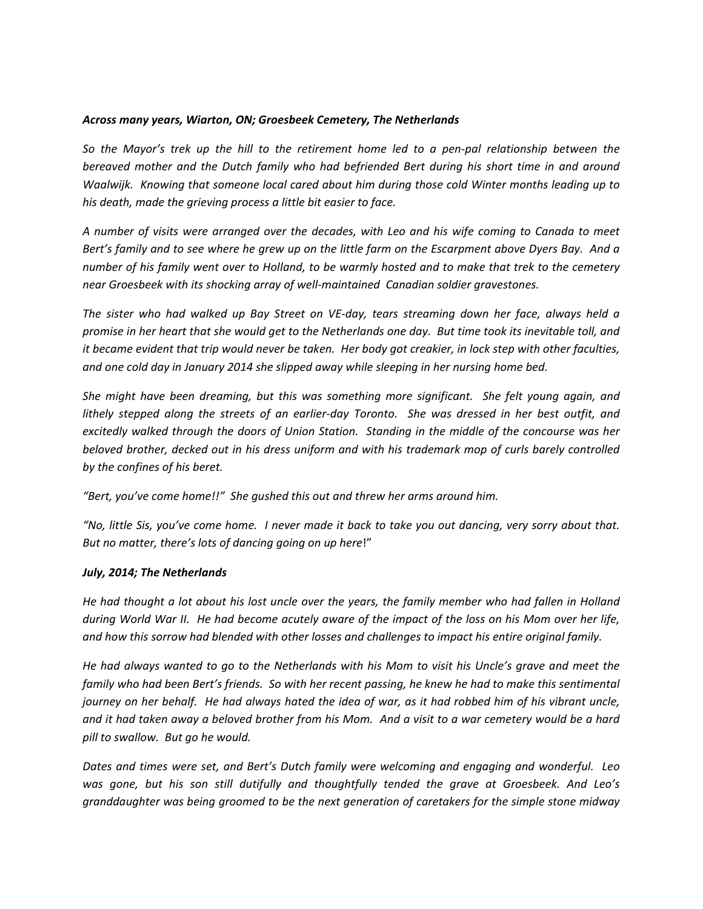***Across many years, Wiarton, ON; Groesbeek Cemetery, The Netherlands***

*So the Mayor's trek up the hill to the retirement home led to a pen-pal relationship between the bereaved mother and the Dutch family who had befriended Bert during his short time in and around Waalwijk. Knowing that someone local cared about him during those cold Winter months leading up to his death, made the grieving process a little bit easier to face.*

*A number of visits were arranged over the decades, with Leo and his wife coming to Canada to meet Bert's family and to see where he grew up on the little farm on the Escarpment above Dyers Bay. And a number of his family went over to Holland, to be warmly hosted and to make that trek to the cemetery near Groesbeek with its shocking array of well-maintained Canadian soldier gravestones.*

*The sister who had walked up Bay Street on VE-day, tears streaming down her face, always held a promise in her heart that she would get to the Netherlands one day. But time took its inevitable toll, and it became evident that trip would never be taken. Her body got creakier, in lock step with other faculties, and one cold day in January 2014 she slipped away while sleeping in her nursing home bed.*

*She might have been dreaming, but this was something more significant. She felt young again, and lithely stepped along the streets of an earlier-day Toronto. She was dressed in her best outfit, and excitedly walked through the doors of Union Station. Standing in the middle of the concourse was her beloved brother, decked out in his dress uniform and with his trademark mop of curls barely controlled by the confines of his beret.*

*"Bert, you've come home!!" She gushed this out and threw her arms around him.*

*"No, little Sis, you've come home. I never made it back to take you out dancing, very sorry about that. But no matter, there's lots of dancing going on up here!"*

***July, 2014; The Netherlands***

*He had thought a lot about his lost uncle over the years, the family member who had fallen in Holland during World War II. He had become acutely aware of the impact of the loss on his Mom over her life, and how this sorrow had blended with other losses and challenges to impact his entire original family.*

*He had always wanted to go to the Netherlands with his Mom to visit his Uncle's grave and meet the family who had been Bert's friends. So with her recent passing, he knew he had to make this sentimental journey on her behalf. He had always hated the idea of war, as it had robbed him of his vibrant uncle, and it had taken away a beloved brother from his Mom. And a visit to a war cemetery would be a hard pill to swallow. But go he would.*

*Dates and times were set, and Bert's Dutch family were welcoming and engaging and wonderful. Leo was gone, but his son still dutifully and thoughtfully tended the grave at Groesbeek. And Leo's granddaughter was being groomed to be the next generation of caretakers for the simple stone midway*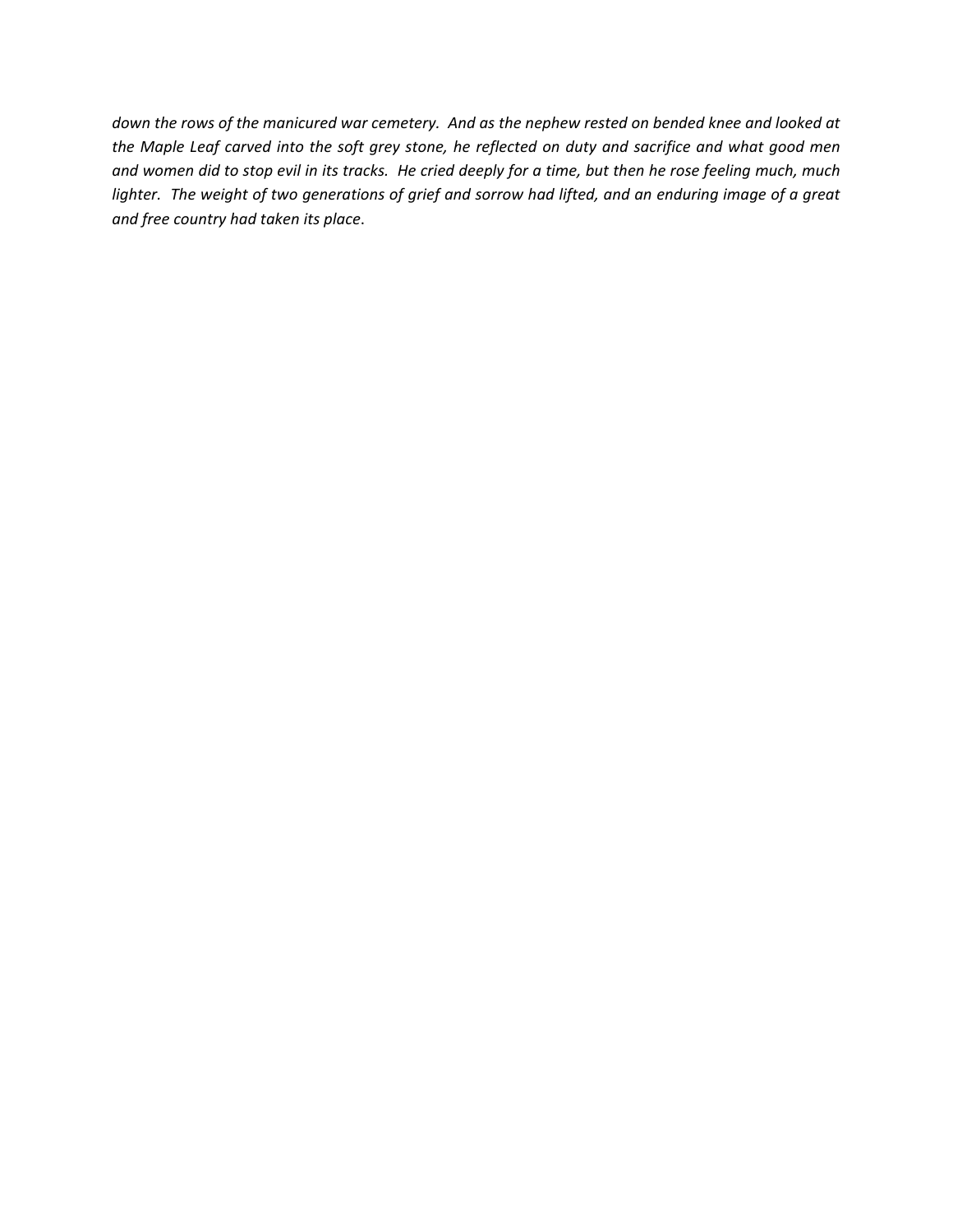*down the rows of the manicured war cemetery. And as the nephew rested on bended knee and looked at the Maple Leaf carved into the soft grey stone, he reflected on duty and sacrifice and what good men and women did to stop evil in its tracks. He cried deeply for a time, but then he rose feeling much, much lighter. The weight of two generations of grief and sorrow had lifted, and an enduring image of a great and free country had taken its place*.